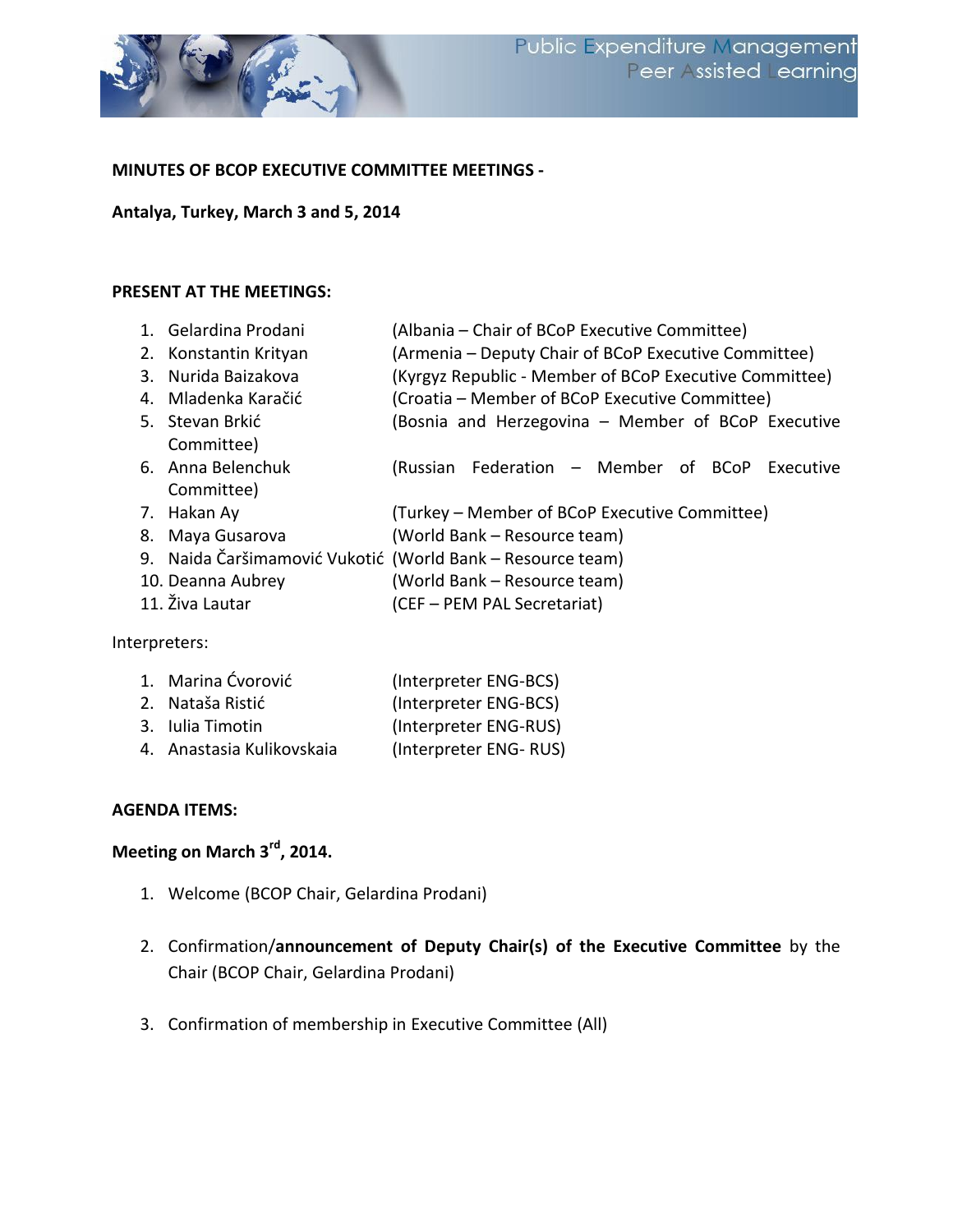**MINUTES OF BCOP EXECUTIVE COMMITTEE MEETINGS -**

**Antalya, Turkey, March 3 and 5, 2014**

**PRESENT AT THE MEETINGS:**

1. Gelardina Prodani (Albania – Chair of BCoP Executive Committee)
2. Konstantin Krityan (Armenia – Deputy Chair of BCoP Executive Committee)
3. Nurida Baizakova (Kyrgyz Republic - Member of BCoP Executive Committee)
4. Mladenka Karačić (Croatia – Member of BCoP Executive Committee)
5. Stevan Brkić (Bosnia and Herzegovina – Member of BCoP Executive Committee)
6. Anna Belenchuk (Russian Federation – Member of BCoP Executive Committee)
7. Hakan Ay (Turkey – Member of BCoP Executive Committee)
8. Maya Gusarova (World Bank – Resource team)
9. Naida Čaršimamović Vukotić (World Bank – Resource team)
10. Deanna Aubrey (World Bank – Resource team)
11. Živa Lautar (CEF – PEM PAL Secretariat)

Interpreters:

1. Marina Ćvorović (Interpreter ENG-BCS)
2. Nataša Ristić (Interpreter ENG-BCS)
3. Iulia Timotin (Interpreter ENG-RUS)
4. Anastasia Kulikovskaia (Interpreter ENG- RUS)

**AGENDA ITEMS:**

**Meeting on March 3rd, 2014.**

1. Welcome (BCOP Chair, Gelardina Prodani)
2. Confirmation/**announcement of Deputy Chair(s) of the Executive Committee** by the Chair (BCOP Chair, Gelardina Prodani)
3. Confirmation of membership in Executive Committee (All)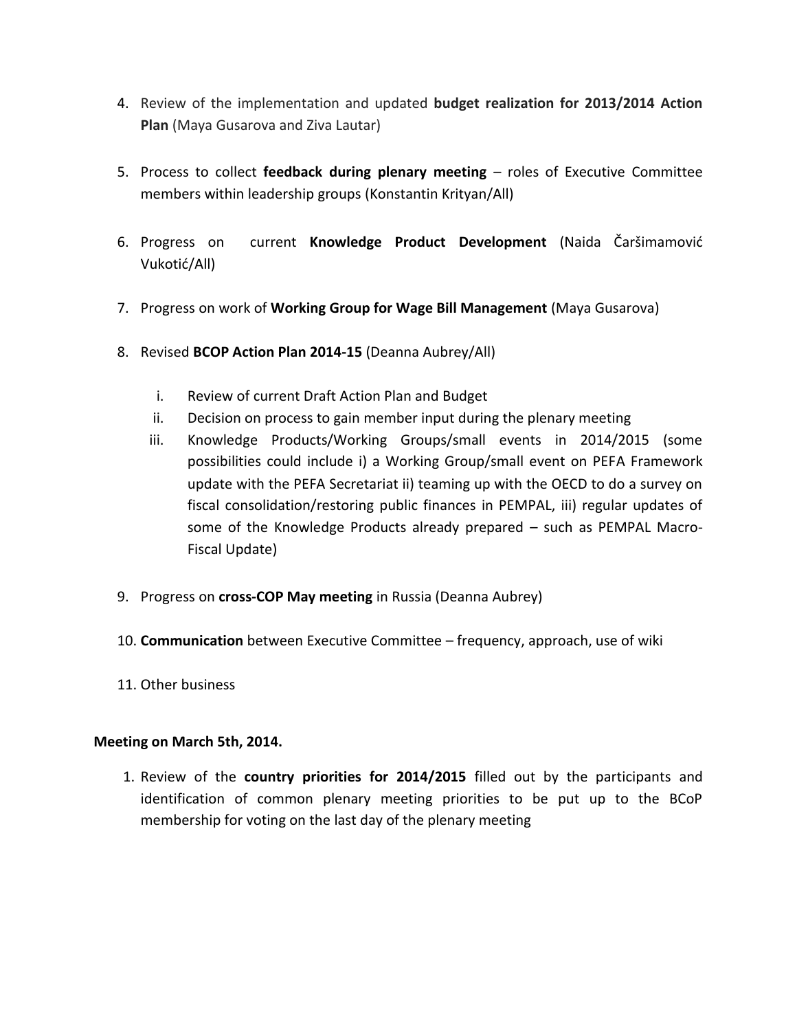4. Review of the implementation and updated **budget realization for 2013/2014 Action Plan** (Maya Gusarova and Ziva Lautar)

5. Process to collect **feedback during plenary meeting** – roles of Executive Committee members within leadership groups (Konstantin Krityan/All)

6. Progress on current **Knowledge Product Development** (Naida Čaršimamović Vukotić/All)

7. Progress on work of **Working Group for Wage Bill Management** (Maya Gusarova)

8. Revised **BCOP Action Plan 2014-15** (Deanna Aubrey/All)

   i. Review of current Draft Action Plan and Budget
   ii. Decision on process to gain member input during the plenary meeting
   iii. Knowledge Products/Working Groups/small events in 2014/2015 (some possibilities could include i) a Working Group/small event on PEFA Framework update with the PEFA Secretariat ii) teaming up with the OECD to do a survey on fiscal consolidation/restoring public finances in PEMPAL, iii) regular updates of some of the Knowledge Products already prepared – such as PEMPAL Macro-Fiscal Update)

9. Progress on **cross-COP May meeting** in Russia (Deanna Aubrey)

10. **Communication** between Executive Committee – frequency, approach, use of wiki

11. Other business

**Meeting on March 5th, 2014.**

1. Review of the **country priorities for 2014/2015** filled out by the participants and identification of common plenary meeting priorities to be put up to the BCoP membership for voting on the last day of the plenary meeting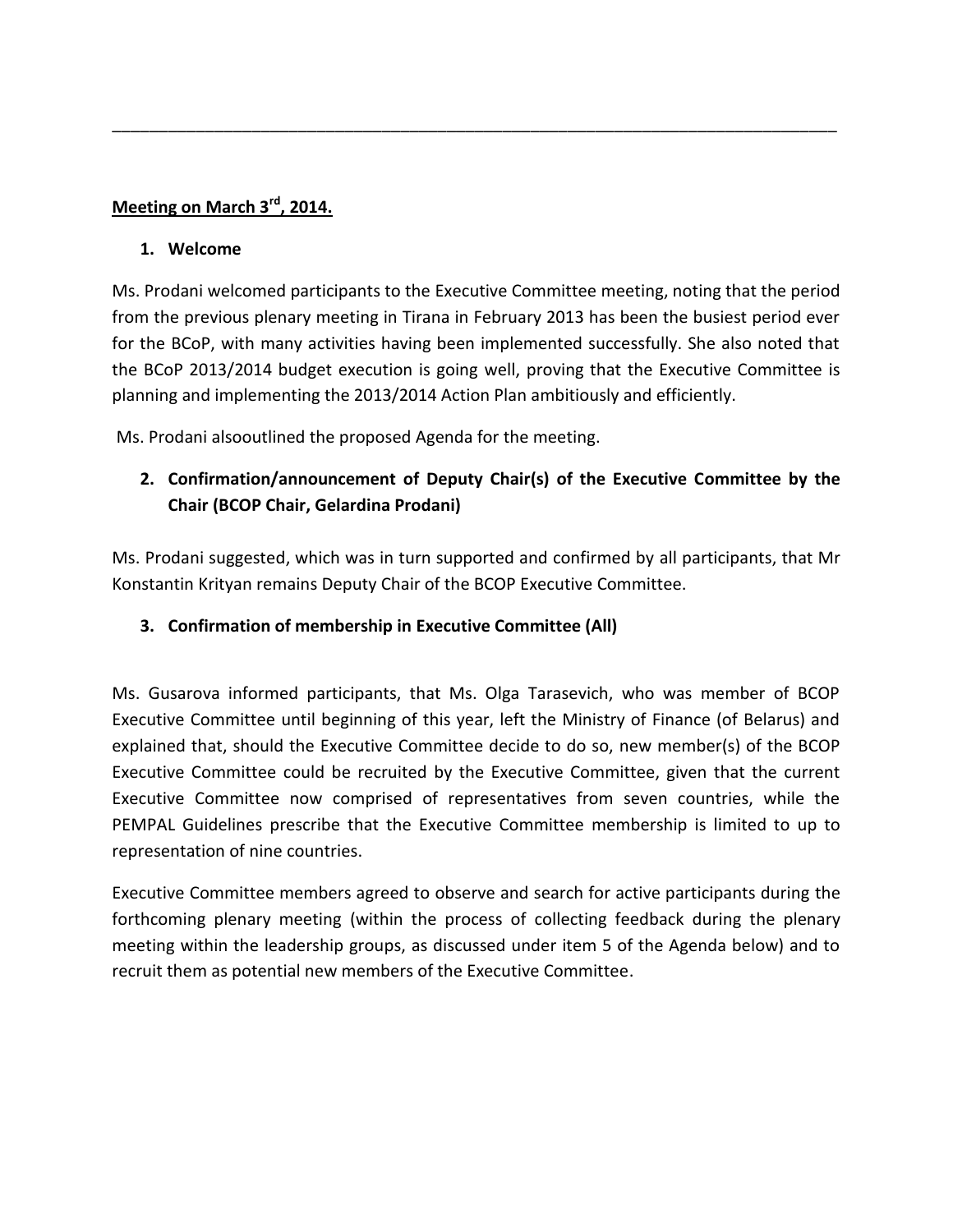---

**Meeting on March 3rd, 2014.**

1. **Welcome**

Ms. Prodani welcomed participants to the Executive Committee meeting, noting that the period from the previous plenary meeting in Tirana in February 2013 has been the busiest period ever for the BCoP, with many activities having been implemented successfully. She also noted that the BCoP 2013/2014 budget execution is going well, proving that the Executive Committee is planning and implementing the 2013/2014 Action Plan ambitiously and efficiently.

Ms. Prodani alsooutlined the proposed Agenda for the meeting.

2. **Confirmation/announcement of Deputy Chair(s) of the Executive Committee by the Chair (BCOP Chair, Gelardina Prodani)**

Ms. Prodani suggested, which was in turn supported and confirmed by all participants, that Mr Konstantin Krityan remains Deputy Chair of the BCOP Executive Committee.

3. **Confirmation of membership in Executive Committee (All)**

Ms. Gusarova informed participants, that Ms. Olga Tarasevich, who was member of BCOP Executive Committee until beginning of this year, left the Ministry of Finance (of Belarus) and explained that, should the Executive Committee decide to do so, new member(s) of the BCOP Executive Committee could be recruited by the Executive Committee, given that the current Executive Committee now comprised of representatives from seven countries, while the PEMPAL Guidelines prescribe that the Executive Committee membership is limited to up to representation of nine countries.

Executive Committee members agreed to observe and search for active participants during the forthcoming plenary meeting (within the process of collecting feedback during the plenary meeting within the leadership groups, as discussed under item 5 of the Agenda below) and to recruit them as potential new members of the Executive Committee.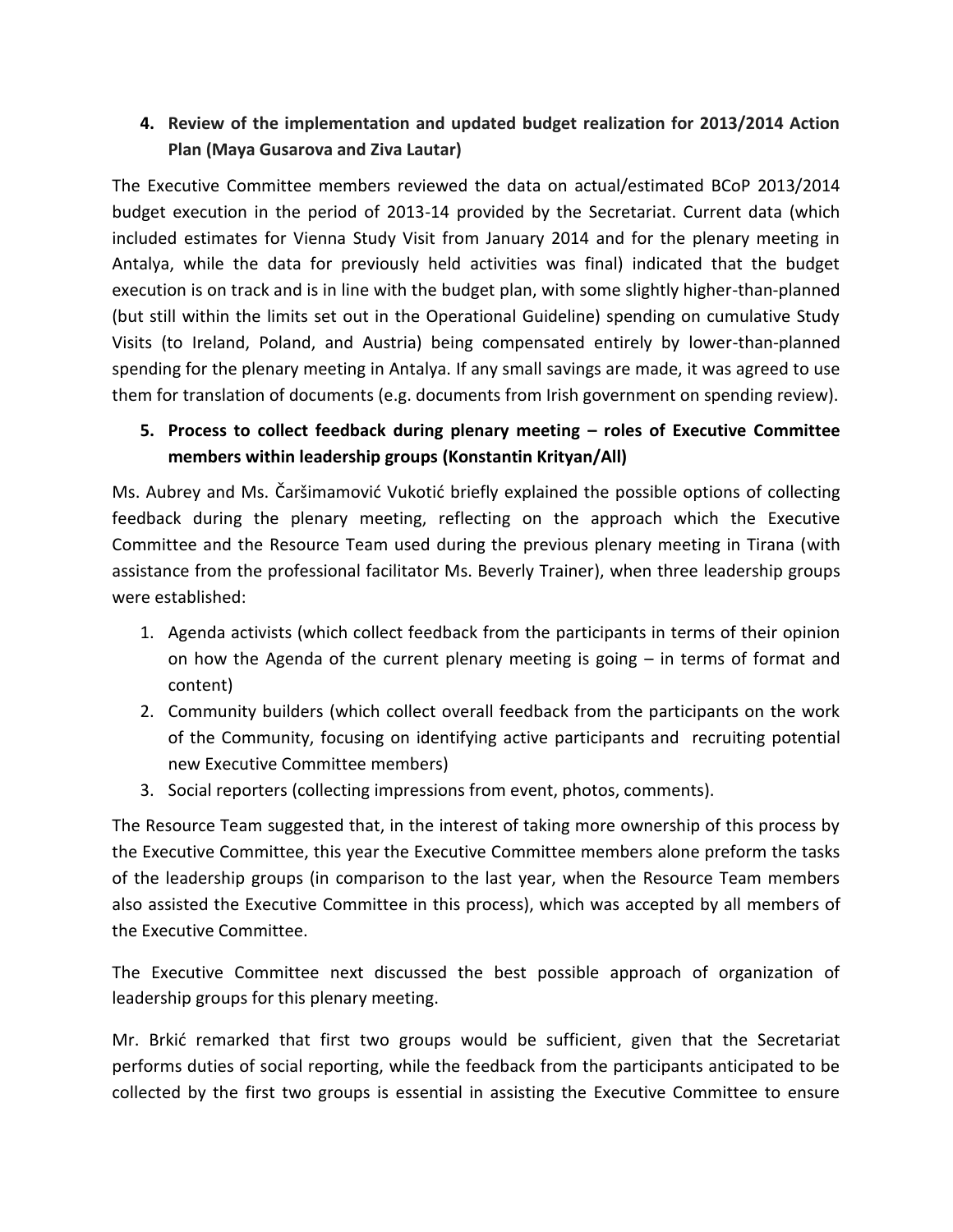4. **Review of the implementation and updated budget realization for 2013/2014 Action Plan (Maya Gusarova and Ziva Lautar)**

The Executive Committee members reviewed the data on actual/estimated BCoP 2013/2014 budget execution in the period of 2013-14 provided by the Secretariat. Current data (which included estimates for Vienna Study Visit from January 2014 and for the plenary meeting in Antalya, while the data for previously held activities was final) indicated that the budget execution is on track and is in line with the budget plan, with some slightly higher-than-planned (but still within the limits set out in the Operational Guideline) spending on cumulative Study Visits (to Ireland, Poland, and Austria) being compensated entirely by lower-than-planned spending for the plenary meeting in Antalya. If any small savings are made, it was agreed to use them for translation of documents (e.g. documents from Irish government on spending review).

5. **Process to collect feedback during plenary meeting – roles of Executive Committee members within leadership groups (Konstantin Krityan/All)**

Ms. Aubrey and Ms. Čaršimamović Vukotić briefly explained the possible options of collecting feedback during the plenary meeting, reflecting on the approach which the Executive Committee and the Resource Team used during the previous plenary meeting in Tirana (with assistance from the professional facilitator Ms. Beverly Trainer), when three leadership groups were established:

1. Agenda activists (which collect feedback from the participants in terms of their opinion on how the Agenda of the current plenary meeting is going – in terms of format and content)
2. Community builders (which collect overall feedback from the participants on the work of the Community, focusing on identifying active participants and recruiting potential new Executive Committee members)
3. Social reporters (collecting impressions from event, photos, comments).

The Resource Team suggested that, in the interest of taking more ownership of this process by the Executive Committee, this year the Executive Committee members alone preform the tasks of the leadership groups (in comparison to the last year, when the Resource Team members also assisted the Executive Committee in this process), which was accepted by all members of the Executive Committee.

The Executive Committee next discussed the best possible approach of organization of leadership groups for this plenary meeting.

Mr. Brkić remarked that first two groups would be sufficient, given that the Secretariat performs duties of social reporting, while the feedback from the participants anticipated to be collected by the first two groups is essential in assisting the Executive Committee to ensure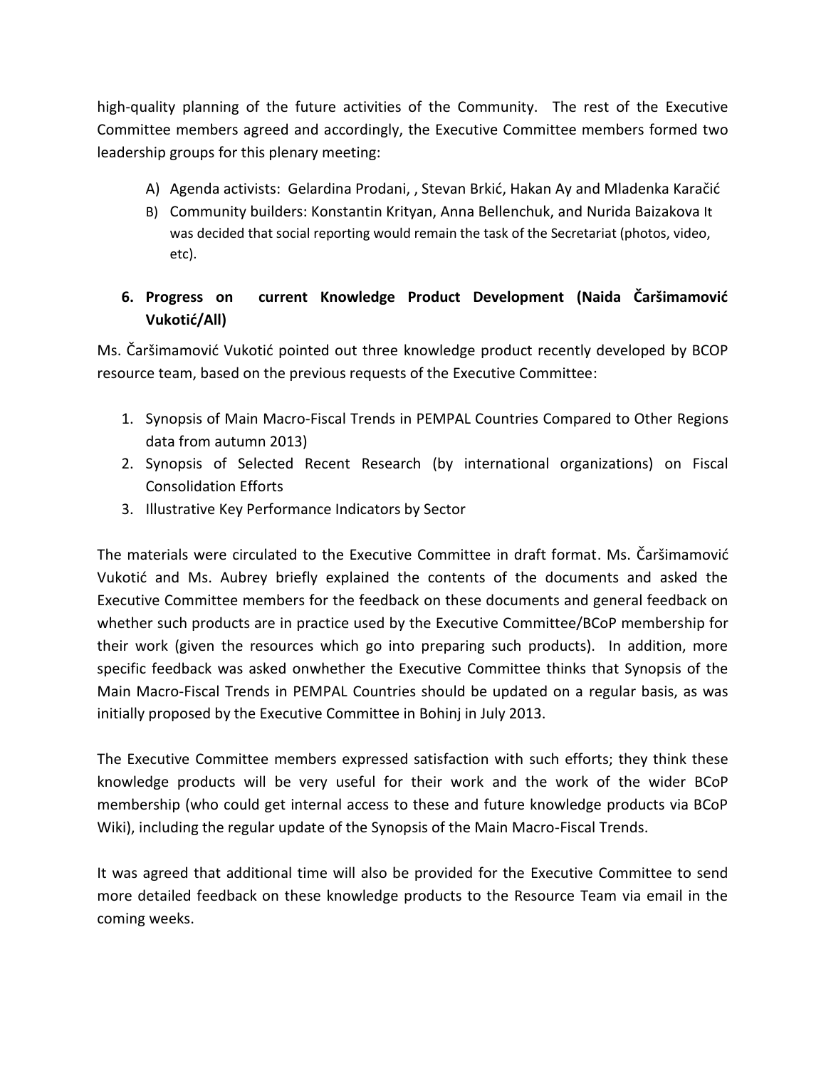high-quality planning of the future activities of the Community. The rest of the Executive Committee members agreed and accordingly, the Executive Committee members formed two leadership groups for this plenary meeting:

A) Agenda activists: Gelardina Prodani, , Stevan Brkić, Hakan Ay and Mladenka Karačić
B) Community builders: Konstantin Krityan, Anna Bellenchuk, and Nurida Baizakova It was decided that social reporting would remain the task of the Secretariat (photos, video, etc).

### 6. Progress on current Knowledge Product Development (Naida Čaršimamović Vukotić/All)

Ms. Čaršimamović Vukotić pointed out three knowledge product recently developed by BCOP resource team, based on the previous requests of the Executive Committee:

1. Synopsis of Main Macro-Fiscal Trends in PEMPAL Countries Compared to Other Regions data from autumn 2013)
2. Synopsis of Selected Recent Research (by international organizations) on Fiscal Consolidation Efforts
3. Illustrative Key Performance Indicators by Sector

The materials were circulated to the Executive Committee in draft format. Ms. Čaršimamović Vukotić and Ms. Aubrey briefly explained the contents of the documents and asked the Executive Committee members for the feedback on these documents and general feedback on whether such products are in practice used by the Executive Committee/BCoP membership for their work (given the resources which go into preparing such products). In addition, more specific feedback was asked onwhether the Executive Committee thinks that Synopsis of the Main Macro-Fiscal Trends in PEMPAL Countries should be updated on a regular basis, as was initially proposed by the Executive Committee in Bohinj in July 2013.

The Executive Committee members expressed satisfaction with such efforts; they think these knowledge products will be very useful for their work and the work of the wider BCoP membership (who could get internal access to these and future knowledge products via BCoP Wiki), including the regular update of the Synopsis of the Main Macro-Fiscal Trends.

It was agreed that additional time will also be provided for the Executive Committee to send more detailed feedback on these knowledge products to the Resource Team via email in the coming weeks.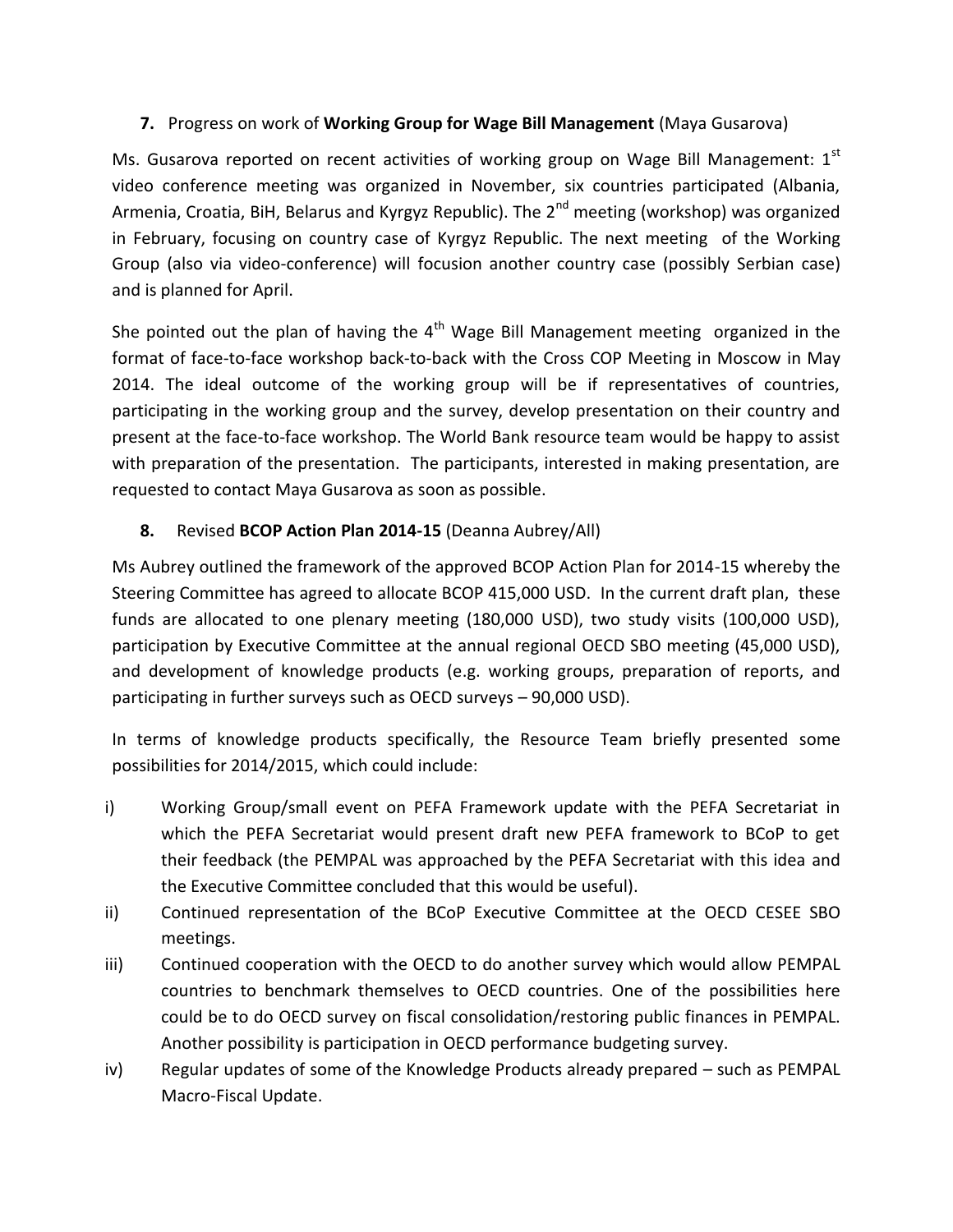**7.** Progress on work of **Working Group for Wage Bill Management** (Maya Gusarova)

Ms. Gusarova reported on recent activities of working group on Wage Bill Management: 1st video conference meeting was organized in November, six countries participated (Albania, Armenia, Croatia, BiH, Belarus and Kyrgyz Republic). The 2nd meeting (workshop) was organized in February, focusing on country case of Kyrgyz Republic. The next meeting of the Working Group (also via video-conference) will focusion another country case (possibly Serbian case) and is planned for April.

She pointed out the plan of having the 4th Wage Bill Management meeting organized in the format of face-to-face workshop back-to-back with the Cross COP Meeting in Moscow in May 2014. The ideal outcome of the working group will be if representatives of countries, participating in the working group and the survey, develop presentation on their country and present at the face-to-face workshop. The World Bank resource team would be happy to assist with preparation of the presentation. The participants, interested in making presentation, are requested to contact Maya Gusarova as soon as possible.

**8.** Revised **BCOP Action Plan 2014-15** (Deanna Aubrey/All)

Ms Aubrey outlined the framework of the approved BCOP Action Plan for 2014-15 whereby the Steering Committee has agreed to allocate BCOP 415,000 USD. In the current draft plan, these funds are allocated to one plenary meeting (180,000 USD), two study visits (100,000 USD), participation by Executive Committee at the annual regional OECD SBO meeting (45,000 USD), and development of knowledge products (e.g. working groups, preparation of reports, and participating in further surveys such as OECD surveys – 90,000 USD).

In terms of knowledge products specifically, the Resource Team briefly presented some possibilities for 2014/2015, which could include:

i) Working Group/small event on PEFA Framework update with the PEFA Secretariat in which the PEFA Secretariat would present draft new PEFA framework to BCoP to get their feedback (the PEMPAL was approached by the PEFA Secretariat with this idea and the Executive Committee concluded that this would be useful).

ii) Continued representation of the BCoP Executive Committee at the OECD CESEE SBO meetings.

iii) Continued cooperation with the OECD to do another survey which would allow PEMPAL countries to benchmark themselves to OECD countries. One of the possibilities here could be to do OECD survey on fiscal consolidation/restoring public finances in PEMPAL. Another possibility is participation in OECD performance budgeting survey.

iv) Regular updates of some of the Knowledge Products already prepared – such as PEMPAL Macro-Fiscal Update.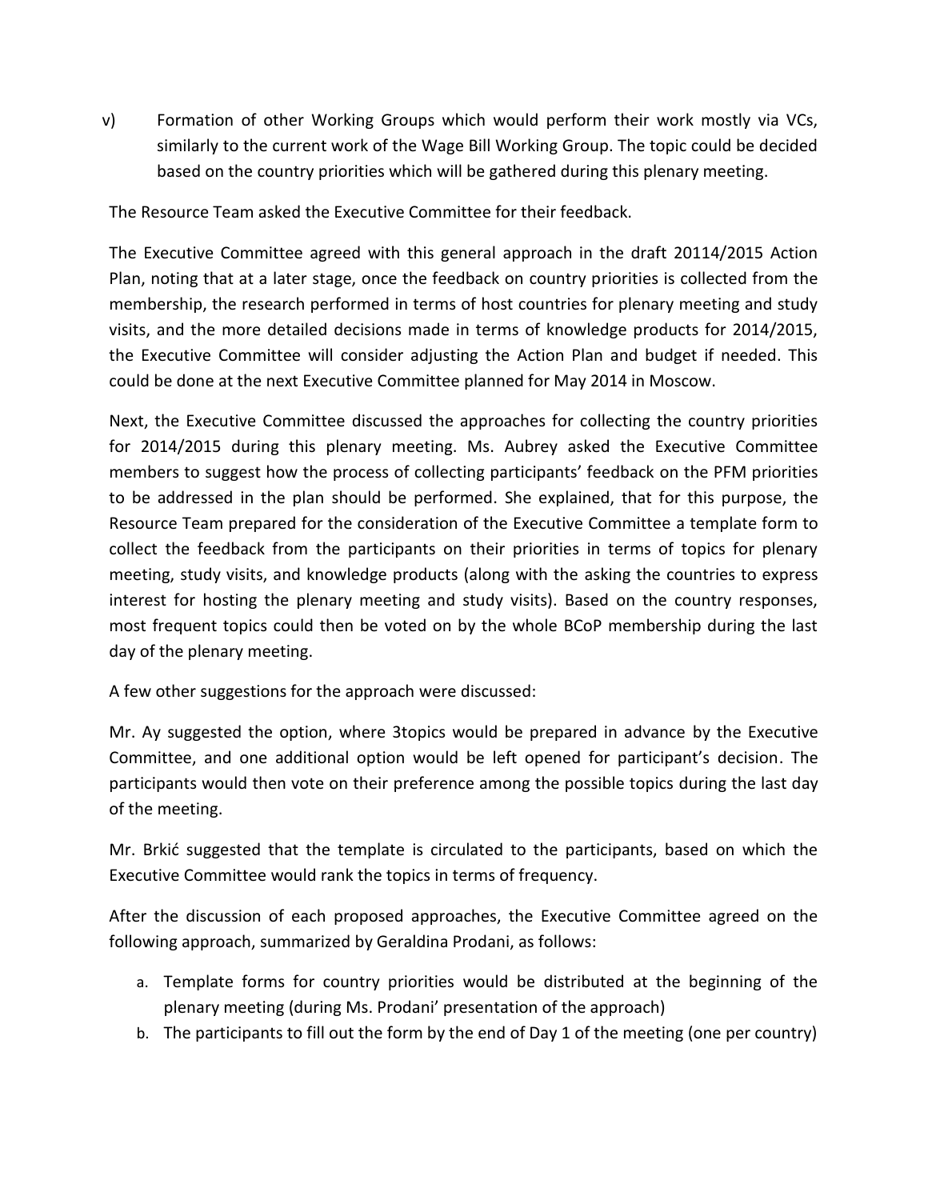v) Formation of other Working Groups which would perform their work mostly via VCs, similarly to the current work of the Wage Bill Working Group. The topic could be decided based on the country priorities which will be gathered during this plenary meeting.

The Resource Team asked the Executive Committee for their feedback.

The Executive Committee agreed with this general approach in the draft 20114/2015 Action Plan, noting that at a later stage, once the feedback on country priorities is collected from the membership, the research performed in terms of host countries for plenary meeting and study visits, and the more detailed decisions made in terms of knowledge products for 2014/2015, the Executive Committee will consider adjusting the Action Plan and budget if needed. This could be done at the next Executive Committee planned for May 2014 in Moscow.

Next, the Executive Committee discussed the approaches for collecting the country priorities for 2014/2015 during this plenary meeting. Ms. Aubrey asked the Executive Committee members to suggest how the process of collecting participants' feedback on the PFM priorities to be addressed in the plan should be performed. She explained, that for this purpose, the Resource Team prepared for the consideration of the Executive Committee a template form to collect the feedback from the participants on their priorities in terms of topics for plenary meeting, study visits, and knowledge products (along with the asking the countries to express interest for hosting the plenary meeting and study visits). Based on the country responses, most frequent topics could then be voted on by the whole BCoP membership during the last day of the plenary meeting.

A few other suggestions for the approach were discussed:

Mr. Ay suggested the option, where 3topics would be prepared in advance by the Executive Committee, and one additional option would be left opened for participant's decision. The participants would then vote on their preference among the possible topics during the last day of the meeting.

Mr. Brkić suggested that the template is circulated to the participants, based on which the Executive Committee would rank the topics in terms of frequency.

After the discussion of each proposed approaches, the Executive Committee agreed on the following approach, summarized by Geraldina Prodani, as follows:

a. Template forms for country priorities would be distributed at the beginning of the plenary meeting (during Ms. Prodani' presentation of the approach)
b. The participants to fill out the form by the end of Day 1 of the meeting (one per country)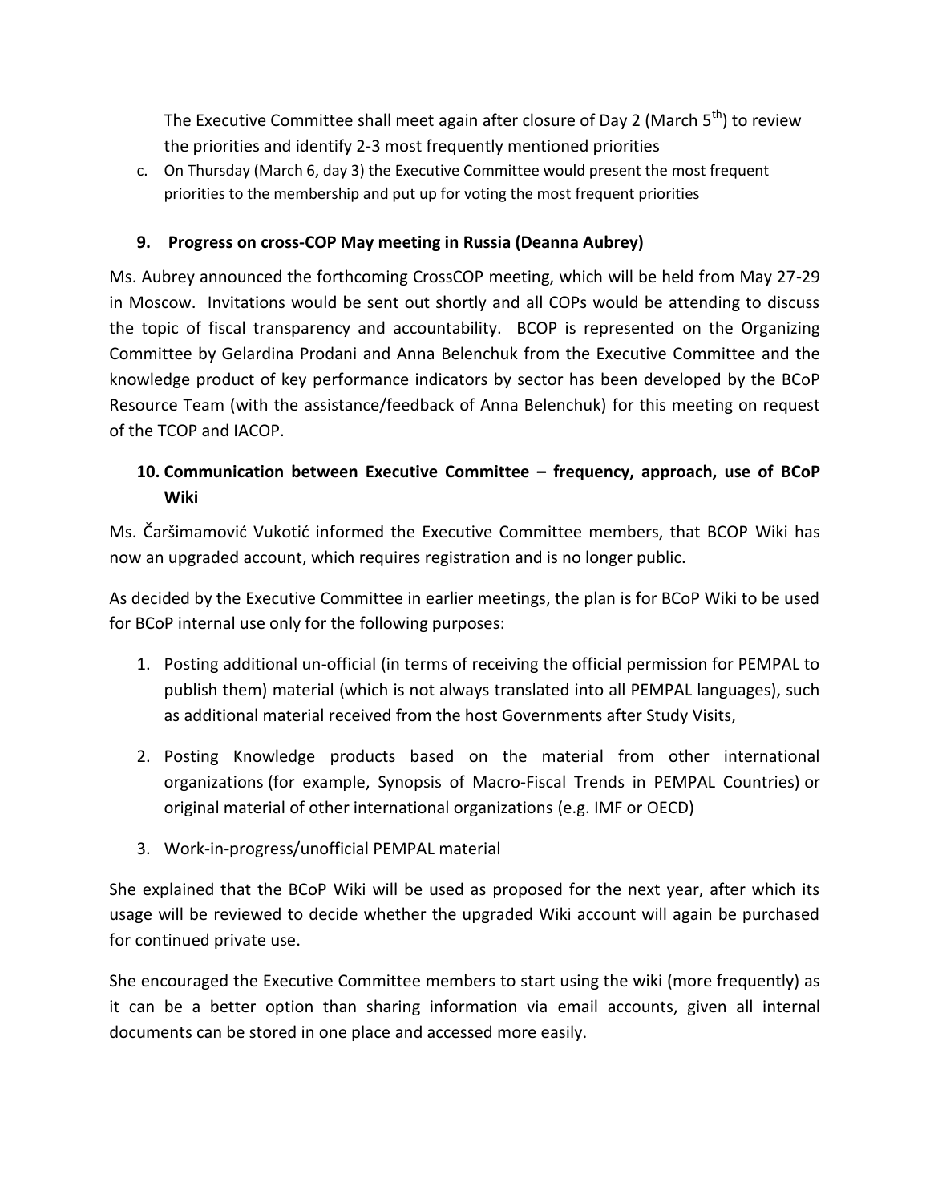The Executive Committee shall meet again after closure of Day 2 (March 5th) to review the priorities and identify 2-3 most frequently mentioned priorities

c. On Thursday (March 6, day 3) the Executive Committee would present the most frequent priorities to the membership and put up for voting the most frequent priorities

### 9. Progress on cross-COP May meeting in Russia (Deanna Aubrey)

Ms. Aubrey announced the forthcoming CrossCOP meeting, which will be held from May 27-29 in Moscow. Invitations would be sent out shortly and all COPs would be attending to discuss the topic of fiscal transparency and accountability. BCOP is represented on the Organizing Committee by Gelardina Prodani and Anna Belenchuk from the Executive Committee and the knowledge product of key performance indicators by sector has been developed by the BCoP Resource Team (with the assistance/feedback of Anna Belenchuk) for this meeting on request of the TCOP and IACOP.

### 10. Communication between Executive Committee – frequency, approach, use of BCoP Wiki

Ms. Čaršimamović Vukotić informed the Executive Committee members, that BCOP Wiki has now an upgraded account, which requires registration and is no longer public.

As decided by the Executive Committee in earlier meetings, the plan is for BCoP Wiki to be used for BCoP internal use only for the following purposes:

1. Posting additional un-official (in terms of receiving the official permission for PEMPAL to publish them) material (which is not always translated into all PEMPAL languages), such as additional material received from the host Governments after Study Visits,
2. Posting Knowledge products based on the material from other international organizations (for example, Synopsis of Macro-Fiscal Trends in PEMPAL Countries) or original material of other international organizations (e.g. IMF or OECD)
3. Work-in-progress/unofficial PEMPAL material

She explained that the BCoP Wiki will be used as proposed for the next year, after which its usage will be reviewed to decide whether the upgraded Wiki account will again be purchased for continued private use.

She encouraged the Executive Committee members to start using the wiki (more frequently) as it can be a better option than sharing information via email accounts, given all internal documents can be stored in one place and accessed more easily.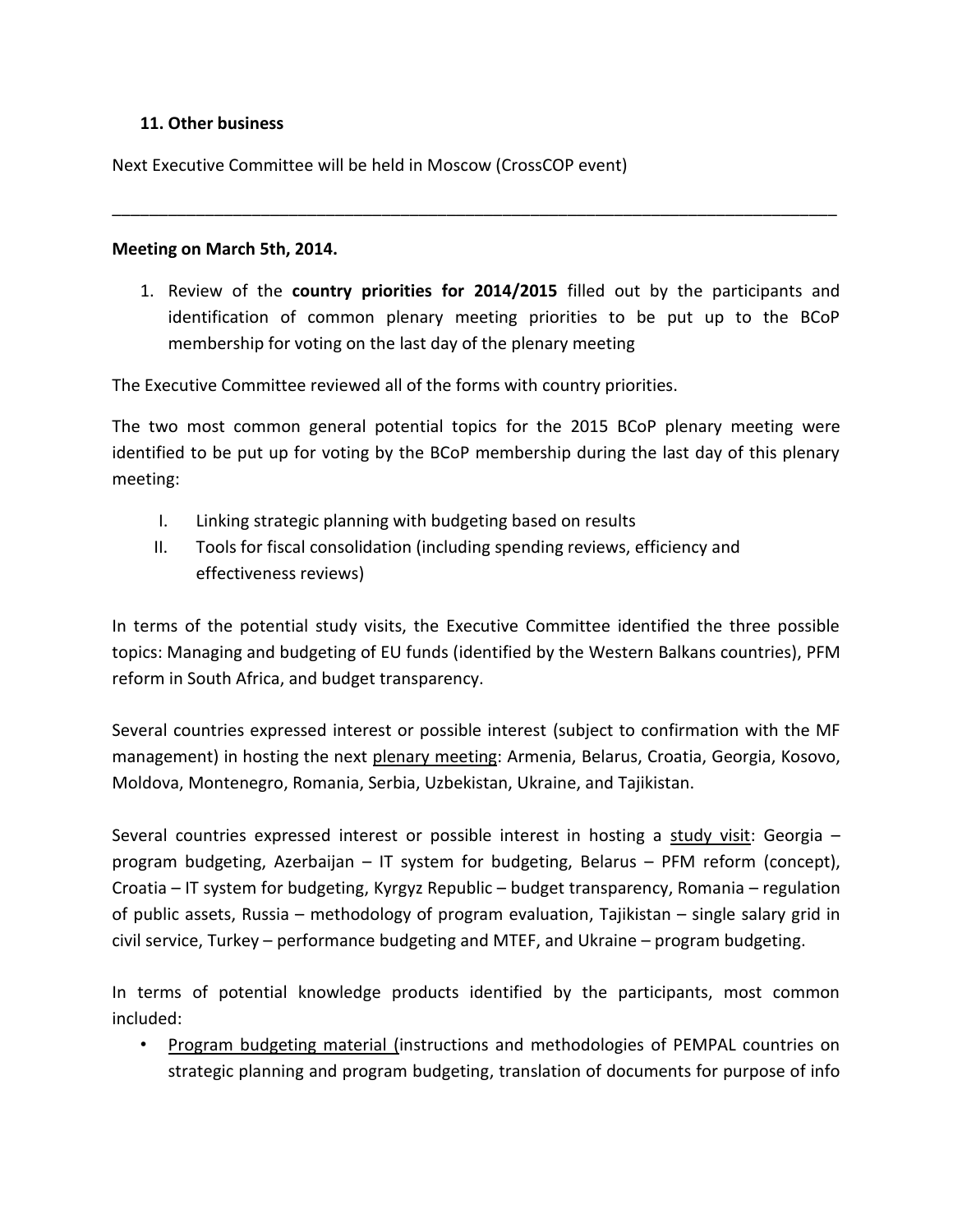**11. Other business**

Next Executive Committee will be held in Moscow (CrossCOP event)

---

**Meeting on March 5th, 2014.**

1. Review of the **country priorities for 2014/2015** filled out by the participants and identification of common plenary meeting priorities to be put up to the BCoP membership for voting on the last day of the plenary meeting

The Executive Committee reviewed all of the forms with country priorities.

The two most common general potential topics for the 2015 BCoP plenary meeting were identified to be put up for voting by the BCoP membership during the last day of this plenary meeting:

- I. Linking strategic planning with budgeting based on results
- II. Tools for fiscal consolidation (including spending reviews, efficiency and effectiveness reviews)

In terms of the potential study visits, the Executive Committee identified the three possible topics: Managing and budgeting of EU funds (identified by the Western Balkans countries), PFM reform in South Africa, and budget transparency.

Several countries expressed interest or possible interest (subject to confirmation with the MF management) in hosting the next plenary meeting: Armenia, Belarus, Croatia, Georgia, Kosovo, Moldova, Montenegro, Romania, Serbia, Uzbekistan, Ukraine, and Tajikistan.

Several countries expressed interest or possible interest in hosting a study visit: Georgia – program budgeting, Azerbaijan – IT system for budgeting, Belarus – PFM reform (concept), Croatia – IT system for budgeting, Kyrgyz Republic – budget transparency, Romania – regulation of public assets, Russia – methodology of program evaluation, Tajikistan – single salary grid in civil service, Turkey – performance budgeting and MTEF, and Ukraine – program budgeting.

In terms of potential knowledge products identified by the participants, most common included:

- Program budgeting material (instructions and methodologies of PEMPAL countries on strategic planning and program budgeting, translation of documents for purpose of info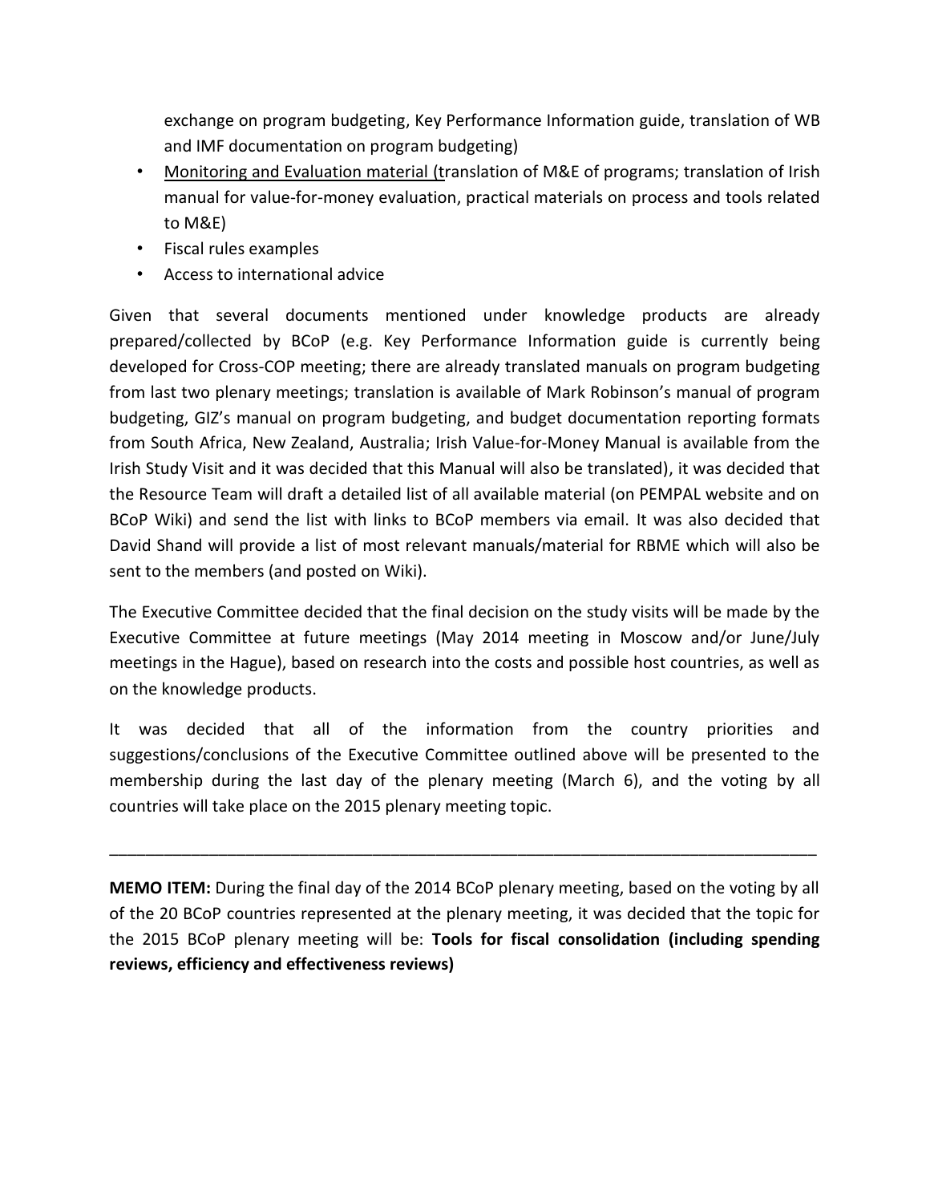exchange on program budgeting, Key Performance Information guide, translation of WB and IMF documentation on program budgeting)

- Monitoring and Evaluation material (translation of M&E of programs; translation of Irish manual for value-for-money evaluation, practical materials on process and tools related to M&E)
- Fiscal rules examples
- Access to international advice

Given that several documents mentioned under knowledge products are already prepared/collected by BCoP (e.g. Key Performance Information guide is currently being developed for Cross-COP meeting; there are already translated manuals on program budgeting from last two plenary meetings; translation is available of Mark Robinson's manual of program budgeting, GIZ's manual on program budgeting, and budget documentation reporting formats from South Africa, New Zealand, Australia; Irish Value-for-Money Manual is available from the Irish Study Visit and it was decided that this Manual will also be translated), it was decided that the Resource Team will draft a detailed list of all available material (on PEMPAL website and on BCoP Wiki) and send the list with links to BCoP members via email. It was also decided that David Shand will provide a list of most relevant manuals/material for RBME which will also be sent to the members (and posted on Wiki).

The Executive Committee decided that the final decision on the study visits will be made by the Executive Committee at future meetings (May 2014 meeting in Moscow and/or June/July meetings in the Hague), based on research into the costs and possible host countries, as well as on the knowledge products.

It was decided that all of the information from the country priorities and suggestions/conclusions of the Executive Committee outlined above will be presented to the membership during the last day of the plenary meeting (March 6), and the voting by all countries will take place on the 2015 plenary meeting topic.

---

**MEMO ITEM:** During the final day of the 2014 BCoP plenary meeting, based on the voting by all of the 20 BCoP countries represented at the plenary meeting, it was decided that the topic for the 2015 BCoP plenary meeting will be: **Tools for fiscal consolidation (including spending reviews, efficiency and effectiveness reviews)**